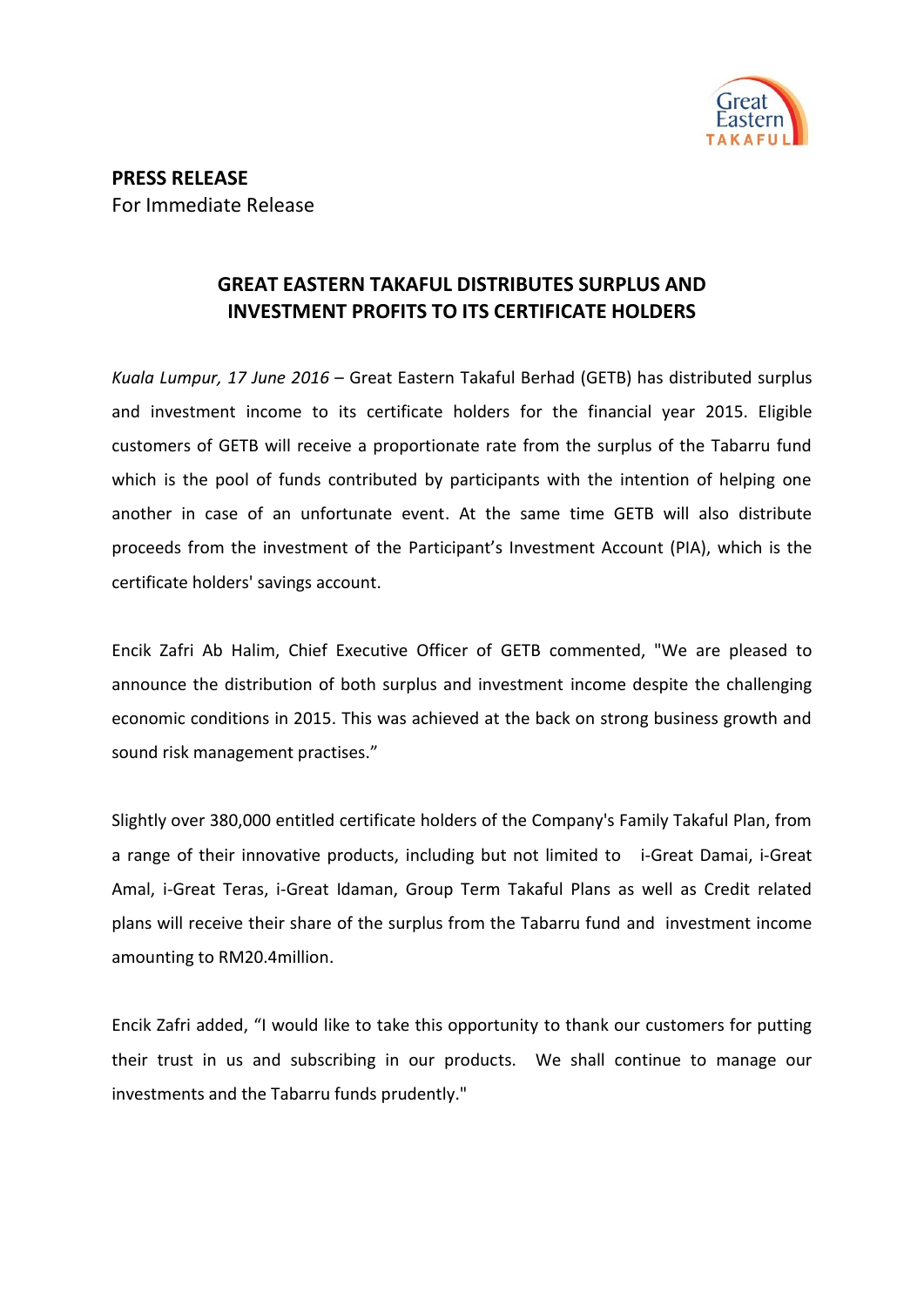**PRESS RELEASE**
For Immediate Release

# GREAT EASTERN TAKAFUL DISTRIBUTES SURPLUS AND INVESTMENT PROFITS TO ITS CERTIFICATE HOLDERS

*Kuala Lumpur, 17 June 2016* – Great Eastern Takaful Berhad (GETB) has distributed surplus and investment income to its certificate holders for the financial year 2015. Eligible customers of GETB will receive a proportionate rate from the surplus of the Tabarru fund which is the pool of funds contributed by participants with the intention of helping one another in case of an unfortunate event. At the same time GETB will also distribute proceeds from the investment of the Participant's Investment Account (PIA), which is the certificate holders' savings account.

Encik Zafri Ab Halim, Chief Executive Officer of GETB commented, "We are pleased to announce the distribution of both surplus and investment income despite the challenging economic conditions in 2015. This was achieved at the back on strong business growth and sound risk management practises."

Slightly over 380,000 entitled certificate holders of the Company's Family Takaful Plan, from a range of their innovative products, including but not limited to i-Great Damai, i-Great Amal, i-Great Teras, i-Great Idaman, Group Term Takaful Plans as well as Credit related plans will receive their share of the surplus from the Tabarru fund and investment income amounting to RM20.4million.

Encik Zafri added, "I would like to take this opportunity to thank our customers for putting their trust in us and subscribing in our products. We shall continue to manage our investments and the Tabarru funds prudently."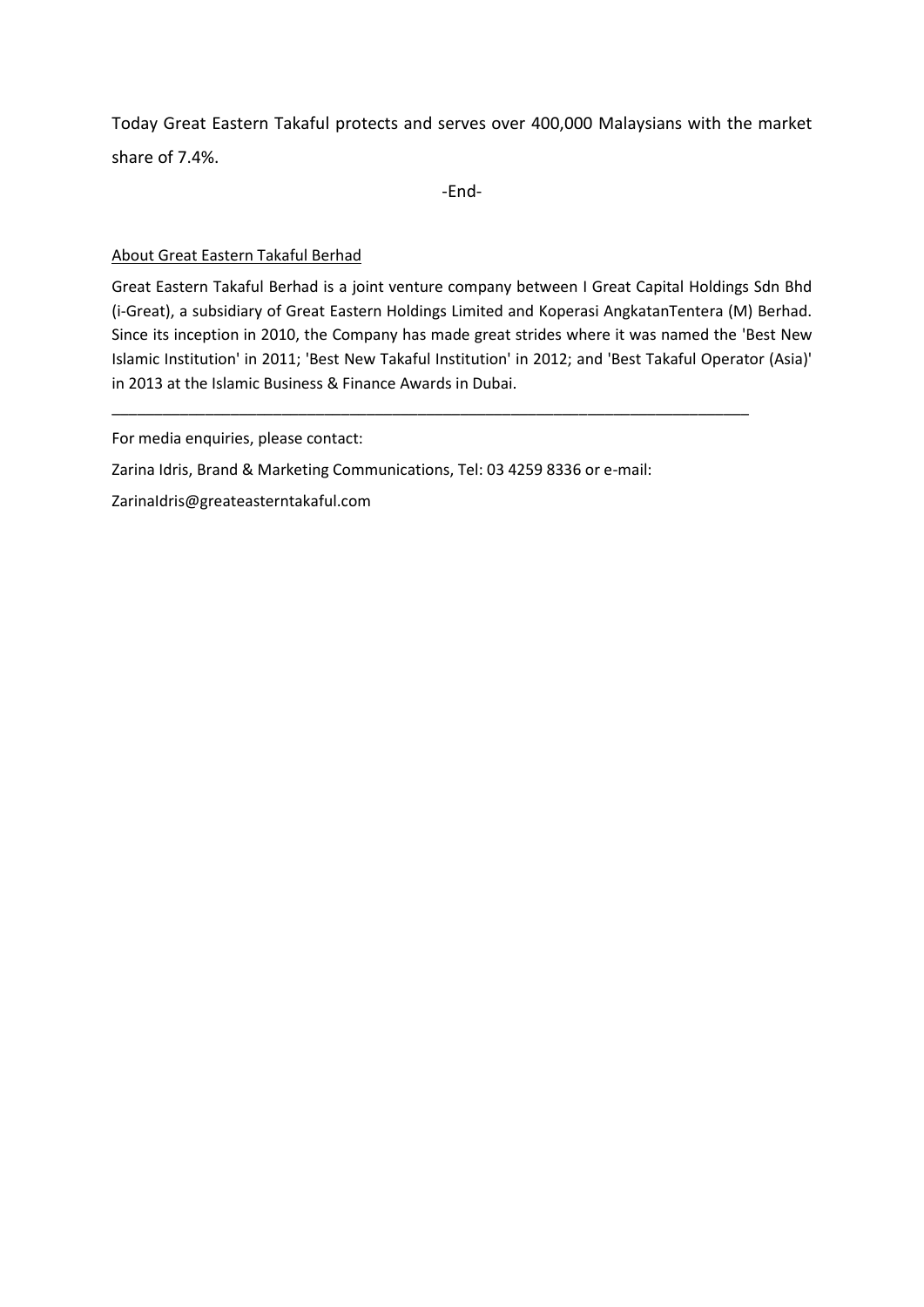Today Great Eastern Takaful protects and serves over 400,000 Malaysians with the market share of 7.4%.

-End-

About Great Eastern Takaful Berhad

Great Eastern Takaful Berhad is a joint venture company between I Great Capital Holdings Sdn Bhd (i-Great), a subsidiary of Great Eastern Holdings Limited and Koperasi AngkatanTentera (M) Berhad. Since its inception in 2010, the Company has made great strides where it was named the 'Best New Islamic Institution' in 2011; 'Best New Takaful Institution' in 2012; and 'Best Takaful Operator (Asia)' in 2013 at the Islamic Business & Finance Awards in Dubai.

---

For media enquiries, please contact:

Zarina Idris, Brand & Marketing Communications, Tel: 03 4259 8336 or e-mail:

ZarinaIdris@greateasterntakaful.com